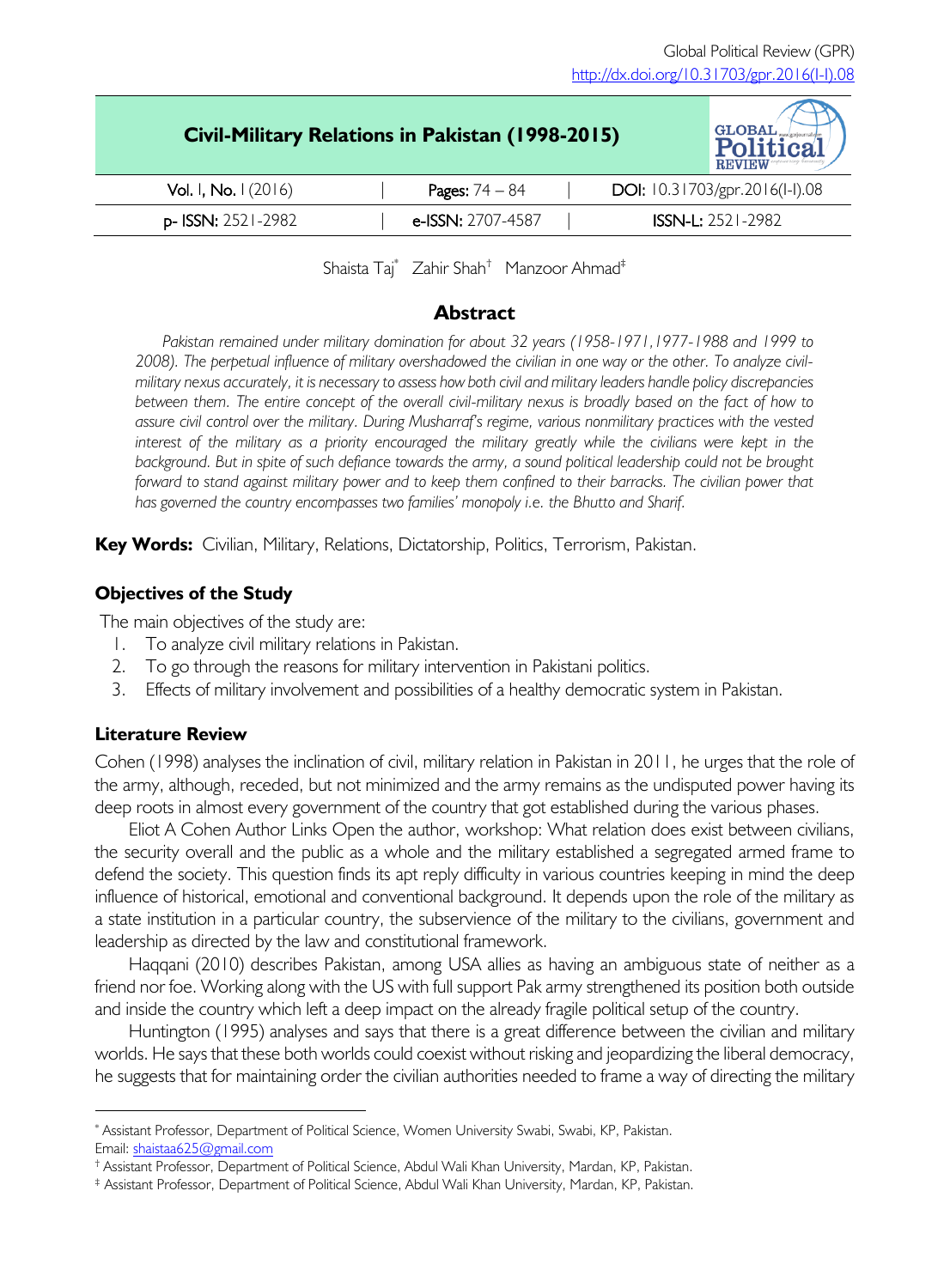Global Political Review (GPR)
http://dx.doi.org/10.31703/gpr.2016(I-I).08

# Civil-Military Relations in Pakistan (1998-2015)

| Vol. I, No. I (2016) | Pages: 74 – 84 | DOI: 10.31703/gpr.2016(I-I).08 |
|---|---|---|
| p- ISSN: 2521-2982 | e-ISSN: 2707-4587 | ISSN-L: 2521-2982 |

Shaista Taj[*] Zahir Shah[†] Manzoor Ahmad[‡]

## Abstract

*Pakistan remained under military domination for about 32 years (1958-1971, 1977-1988 and 1999 to 2008). The perpetual influence of military overshadowed the civilian in one way or the other. To analyze civil-military nexus accurately, it is necessary to assess how both civil and military leaders handle policy discrepancies between them. The entire concept of the overall civil-military nexus is broadly based on the fact of how to assure civil control over the military. During Musharraf's regime, various nonmilitary practices with the vested interest of the military as a priority encouraged the military greatly while the civilians were kept in the background. But in spite of such defiance towards the army, a sound political leadership could not be brought forward to stand against military power and to keep them confined to their barracks. The civilian power that has governed the country encompasses two families' monopoly i.e. the Bhutto and Sharif.*

**Key Words:** Civilian, Military, Relations, Dictatorship, Politics, Terrorism, Pakistan.

### Objectives of the Study

The main objectives of the study are:

1. To analyze civil military relations in Pakistan.
2. To go through the reasons for military intervention in Pakistani politics.
3. Effects of military involvement and possibilities of a healthy democratic system in Pakistan.

### Literature Review

Cohen (1998) analyses the inclination of civil, military relation in Pakistan in 2011, he urges that the role of the army, although, receded, but not minimized and the army remains as the undisputed power having its deep roots in almost every government of the country that got established during the various phases.

Eliot A Cohen Author Links Open the author, workshop: What relation does exist between civilians, the security overall and the public as a whole and the military established a segregated armed frame to defend the society. This question finds its apt reply difficulty in various countries keeping in mind the deep influence of historical, emotional and conventional background. It depends upon the role of the military as a state institution in a particular country, the subservience of the military to the civilians, government and leadership as directed by the law and constitutional framework.

Haqqani (2010) describes Pakistan, among USA allies as having an ambiguous state of neither as a friend nor foe. Working along with the US with full support Pak army strengthened its position both outside and inside the country which left a deep impact on the already fragile political setup of the country.

Huntington (1995) analyses and says that there is a great difference between the civilian and military worlds. He says that these both worlds could coexist without risking and jeopardizing the liberal democracy, he suggests that for maintaining order the civilian authorities needed to frame a way of directing the military

---

[*] Assistant Professor, Department of Political Science, Women University Swabi, Swabi, KP, Pakistan. Email: shaistaa625@gmail.com

[†] Assistant Professor, Department of Political Science, Abdul Wali Khan University, Mardan, KP, Pakistan.

[‡] Assistant Professor, Department of Political Science, Abdul Wali Khan University, Mardan, KP, Pakistan.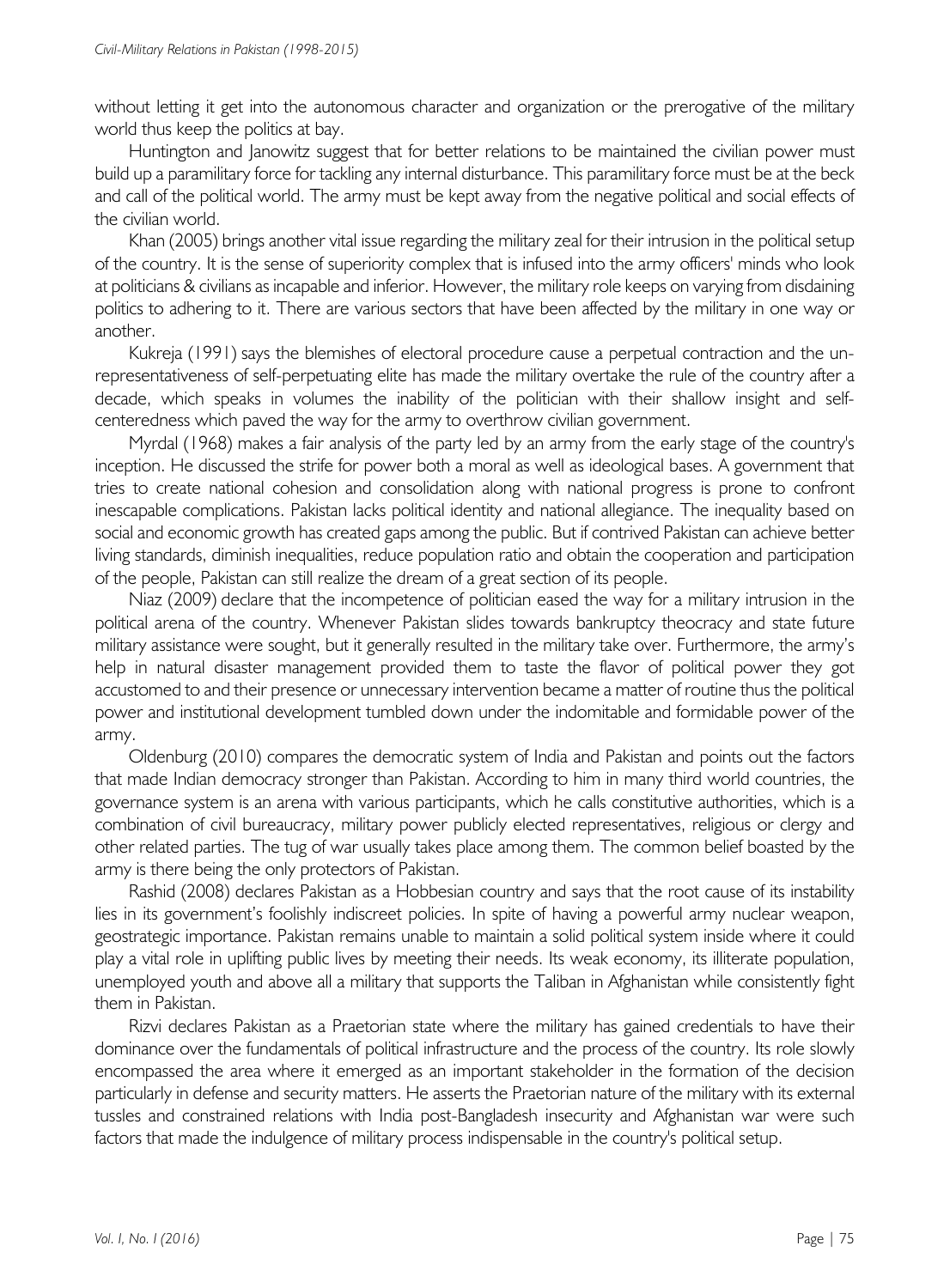without letting it get into the autonomous character and organization or the prerogative of the military world thus keep the politics at bay.

Huntington and Janowitz suggest that for better relations to be maintained the civilian power must build up a paramilitary force for tackling any internal disturbance. This paramilitary force must be at the beck and call of the political world. The army must be kept away from the negative political and social effects of the civilian world.

Khan (2005) brings another vital issue regarding the military zeal for their intrusion in the political setup of the country. It is the sense of superiority complex that is infused into the army officers' minds who look at politicians & civilians as incapable and inferior. However, the military role keeps on varying from disdaining politics to adhering to it. There are various sectors that have been affected by the military in one way or another.

Kukreja (1991) says the blemishes of electoral procedure cause a perpetual contraction and the un-representativeness of self-perpetuating elite has made the military overtake the rule of the country after a decade, which speaks in volumes the inability of the politician with their shallow insight and self-centeredness which paved the way for the army to overthrow civilian government.

Myrdal (1968) makes a fair analysis of the party led by an army from the early stage of the country's inception. He discussed the strife for power both a moral as well as ideological bases. A government that tries to create national cohesion and consolidation along with national progress is prone to confront inescapable complications. Pakistan lacks political identity and national allegiance. The inequality based on social and economic growth has created gaps among the public. But if contrived Pakistan can achieve better living standards, diminish inequalities, reduce population ratio and obtain the cooperation and participation of the people, Pakistan can still realize the dream of a great section of its people.

Niaz (2009) declare that the incompetence of politician eased the way for a military intrusion in the political arena of the country. Whenever Pakistan slides towards bankruptcy theocracy and state future military assistance were sought, but it generally resulted in the military take over. Furthermore, the army's help in natural disaster management provided them to taste the flavor of political power they got accustomed to and their presence or unnecessary intervention became a matter of routine thus the political power and institutional development tumbled down under the indomitable and formidable power of the army.

Oldenburg (2010) compares the democratic system of India and Pakistan and points out the factors that made Indian democracy stronger than Pakistan. According to him in many third world countries, the governance system is an arena with various participants, which he calls constitutive authorities, which is a combination of civil bureaucracy, military power publicly elected representatives, religious or clergy and other related parties. The tug of war usually takes place among them. The common belief boasted by the army is there being the only protectors of Pakistan.

Rashid (2008) declares Pakistan as a Hobbesian country and says that the root cause of its instability lies in its government's foolishly indiscreet policies. In spite of having a powerful army nuclear weapon, geostrategic importance. Pakistan remains unable to maintain a solid political system inside where it could play a vital role in uplifting public lives by meeting their needs. Its weak economy, its illiterate population, unemployed youth and above all a military that supports the Taliban in Afghanistan while consistently fight them in Pakistan.

Rizvi declares Pakistan as a Praetorian state where the military has gained credentials to have their dominance over the fundamentals of political infrastructure and the process of the country. Its role slowly encompassed the area where it emerged as an important stakeholder in the formation of the decision particularly in defense and security matters. He asserts the Praetorian nature of the military with its external tussles and constrained relations with India post-Bangladesh insecurity and Afghanistan war were such factors that made the indulgence of military process indispensable in the country's political setup.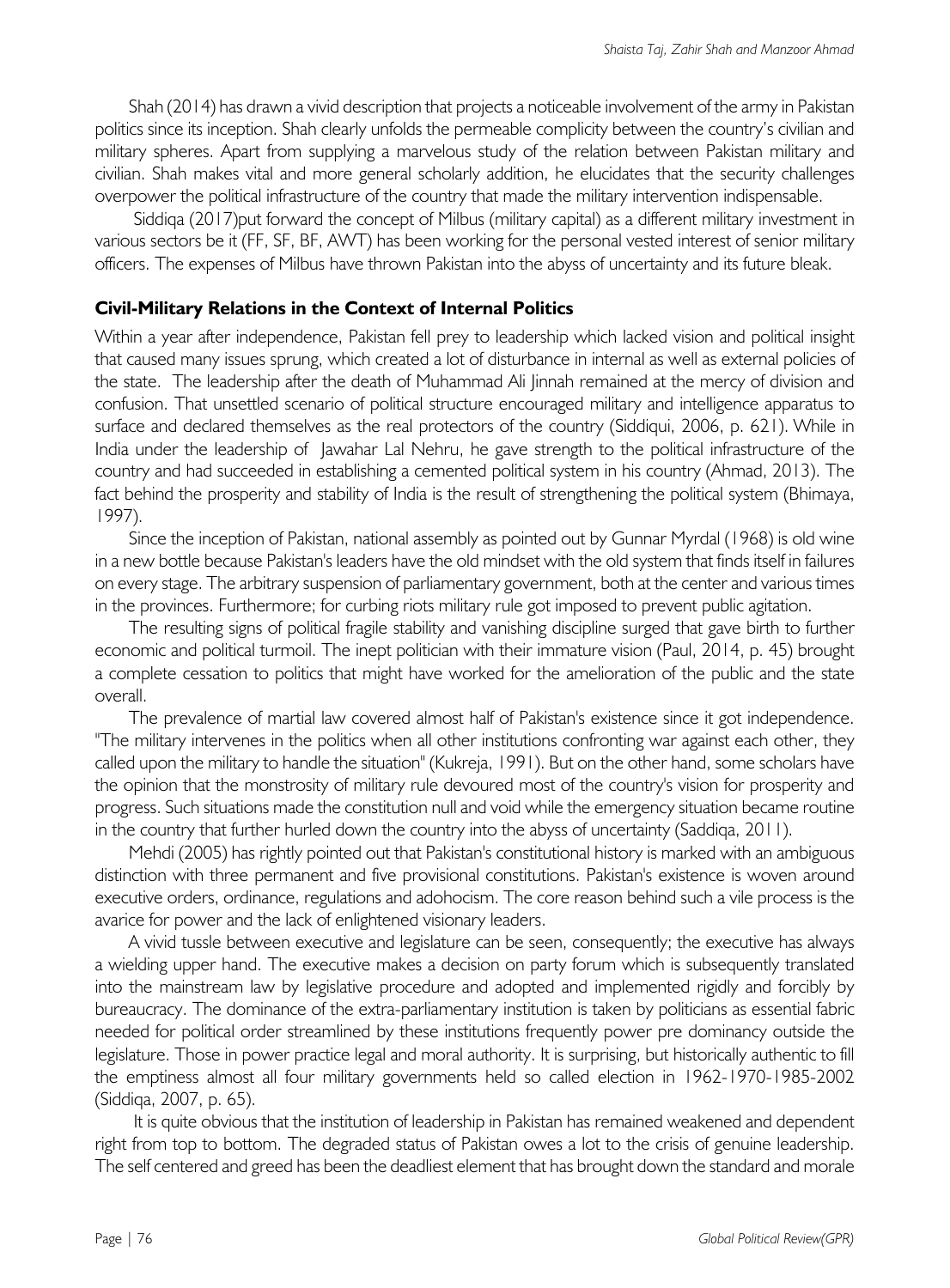Shah (2014) has drawn a vivid description that projects a noticeable involvement of the army in Pakistan politics since its inception. Shah clearly unfolds the permeable complicity between the country's civilian and military spheres. Apart from supplying a marvelous study of the relation between Pakistan military and civilian. Shah makes vital and more general scholarly addition, he elucidates that the security challenges overpower the political infrastructure of the country that made the military intervention indispensable.

Siddiqa (2017)put forward the concept of Milbus (military capital) as a different military investment in various sectors be it (FF, SF, BF, AWT) has been working for the personal vested interest of senior military officers. The expenses of Milbus have thrown Pakistan into the abyss of uncertainty and its future bleak.

### Civil-Military Relations in the Context of Internal Politics

Within a year after independence, Pakistan fell prey to leadership which lacked vision and political insight that caused many issues sprung, which created a lot of disturbance in internal as well as external policies of the state. The leadership after the death of Muhammad Ali Jinnah remained at the mercy of division and confusion. That unsettled scenario of political structure encouraged military and intelligence apparatus to surface and declared themselves as the real protectors of the country (Siddiqui, 2006, p. 621). While in India under the leadership of Jawahar Lal Nehru, he gave strength to the political infrastructure of the country and had succeeded in establishing a cemented political system in his country (Ahmad, 2013). The fact behind the prosperity and stability of India is the result of strengthening the political system (Bhimaya, 1997).

Since the inception of Pakistan, national assembly as pointed out by Gunnar Myrdal (1968) is old wine in a new bottle because Pakistan's leaders have the old mindset with the old system that finds itself in failures on every stage. The arbitrary suspension of parliamentary government, both at the center and various times in the provinces. Furthermore; for curbing riots military rule got imposed to prevent public agitation.

The resulting signs of political fragile stability and vanishing discipline surged that gave birth to further economic and political turmoil. The inept politician with their immature vision (Paul, 2014, p. 45) brought a complete cessation to politics that might have worked for the amelioration of the public and the state overall.

The prevalence of martial law covered almost half of Pakistan's existence since it got independence. "The military intervenes in the politics when all other institutions confronting war against each other, they called upon the military to handle the situation" (Kukreja, 1991). But on the other hand, some scholars have the opinion that the monstrosity of military rule devoured most of the country's vision for prosperity and progress. Such situations made the constitution null and void while the emergency situation became routine in the country that further hurled down the country into the abyss of uncertainty (Saddiqa, 2011).

Mehdi (2005) has rightly pointed out that Pakistan's constitutional history is marked with an ambiguous distinction with three permanent and five provisional constitutions. Pakistan's existence is woven around executive orders, ordinance, regulations and adohocism. The core reason behind such a vile process is the avarice for power and the lack of enlightened visionary leaders.

A vivid tussle between executive and legislature can be seen, consequently; the executive has always a wielding upper hand. The executive makes a decision on party forum which is subsequently translated into the mainstream law by legislative procedure and adopted and implemented rigidly and forcibly by bureaucracy. The dominance of the extra-parliamentary institution is taken by politicians as essential fabric needed for political order streamlined by these institutions frequently power pre dominancy outside the legislature. Those in power practice legal and moral authority. It is surprising, but historically authentic to fill the emptiness almost all four military governments held so called election in 1962-1970-1985-2002 (Siddiqa, 2007, p. 65).

It is quite obvious that the institution of leadership in Pakistan has remained weakened and dependent right from top to bottom. The degraded status of Pakistan owes a lot to the crisis of genuine leadership. The self centered and greed has been the deadliest element that has brought down the standard and morale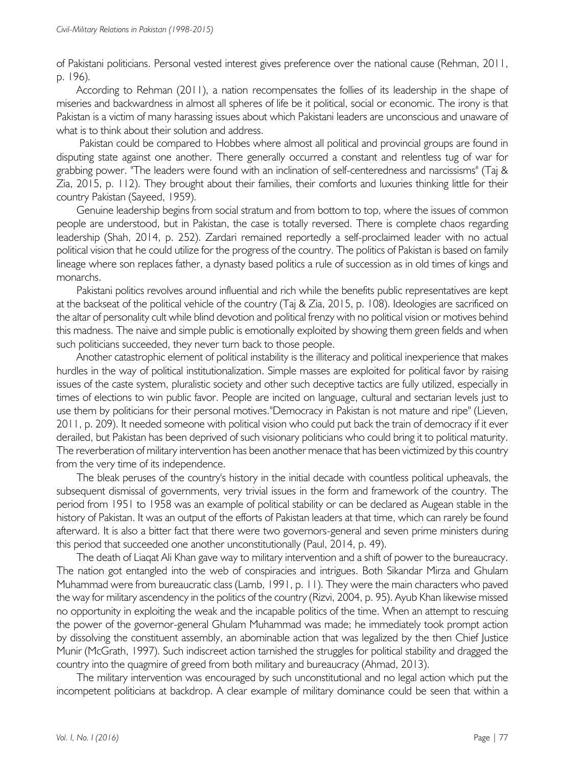of Pakistani politicians. Personal vested interest gives preference over the national cause (Rehman, 2011, p. 196).

According to Rehman (2011), a nation recompensates the follies of its leadership in the shape of miseries and backwardness in almost all spheres of life be it political, social or economic. The irony is that Pakistan is a victim of many harassing issues about which Pakistani leaders are unconscious and unaware of what is to think about their solution and address.

Pakistan could be compared to Hobbes where almost all political and provincial groups are found in disputing state against one another. There generally occurred a constant and relentless tug of war for grabbing power. "The leaders were found with an inclination of self-centeredness and narcissisms" (Taj & Zia, 2015, p. 112). They brought about their families, their comforts and luxuries thinking little for their country Pakistan (Sayeed, 1959).

Genuine leadership begins from social stratum and from bottom to top, where the issues of common people are understood, but in Pakistan, the case is totally reversed. There is complete chaos regarding leadership (Shah, 2014, p. 252). Zardari remained reportedly a self-proclaimed leader with no actual political vision that he could utilize for the progress of the country. The politics of Pakistan is based on family lineage where son replaces father, a dynasty based politics a rule of succession as in old times of kings and monarchs.

Pakistani politics revolves around influential and rich while the benefits public representatives are kept at the backseat of the political vehicle of the country (Taj & Zia, 2015, p. 108). Ideologies are sacrificed on the altar of personality cult while blind devotion and political frenzy with no political vision or motives behind this madness. The naive and simple public is emotionally exploited by showing them green fields and when such politicians succeeded, they never turn back to those people.

Another catastrophic element of political instability is the illiteracy and political inexperience that makes hurdles in the way of political institutionalization. Simple masses are exploited for political favor by raising issues of the caste system, pluralistic society and other such deceptive tactics are fully utilized, especially in times of elections to win public favor. People are incited on language, cultural and sectarian levels just to use them by politicians for their personal motives."Democracy in Pakistan is not mature and ripe" (Lieven, 2011, p. 209). It needed someone with political vision who could put back the train of democracy if it ever derailed, but Pakistan has been deprived of such visionary politicians who could bring it to political maturity. The reverberation of military intervention has been another menace that has been victimized by this country from the very time of its independence.

The bleak peruses of the country's history in the initial decade with countless political upheavals, the subsequent dismissal of governments, very trivial issues in the form and framework of the country. The period from 1951 to 1958 was an example of political stability or can be declared as Augean stable in the history of Pakistan. It was an output of the efforts of Pakistan leaders at that time, which can rarely be found afterward. It is also a bitter fact that there were two governors-general and seven prime ministers during this period that succeeded one another unconstitutionally (Paul, 2014, p. 49).

The death of Liaqat Ali Khan gave way to military intervention and a shift of power to the bureaucracy. The nation got entangled into the web of conspiracies and intrigues. Both Sikandar Mirza and Ghulam Muhammad were from bureaucratic class (Lamb, 1991, p. 11). They were the main characters who paved the way for military ascendency in the politics of the country (Rizvi, 2004, p. 95). Ayub Khan likewise missed no opportunity in exploiting the weak and the incapable politics of the time. When an attempt to rescuing the power of the governor-general Ghulam Muhammad was made; he immediately took prompt action by dissolving the constituent assembly, an abominable action that was legalized by the then Chief Justice Munir (McGrath, 1997). Such indiscreet action tarnished the struggles for political stability and dragged the country into the quagmire of greed from both military and bureaucracy (Ahmad, 2013).

The military intervention was encouraged by such unconstitutional and no legal action which put the incompetent politicians at backdrop. A clear example of military dominance could be seen that within a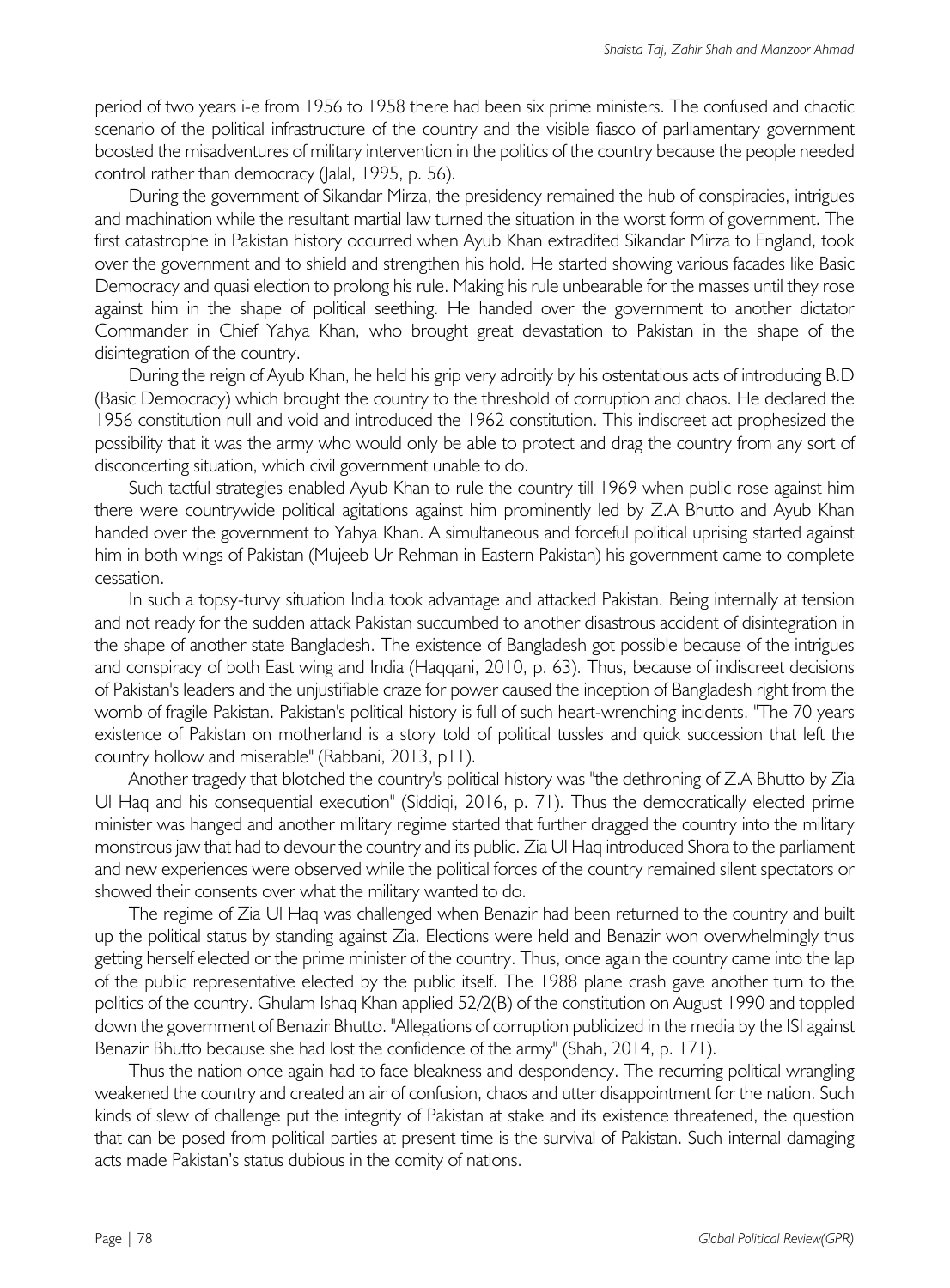period of two years i-e from 1956 to 1958 there had been six prime ministers. The confused and chaotic scenario of the political infrastructure of the country and the visible fiasco of parliamentary government boosted the misadventures of military intervention in the politics of the country because the people needed control rather than democracy (Jalal, 1995, p. 56).

During the government of Sikandar Mirza, the presidency remained the hub of conspiracies, intrigues and machination while the resultant martial law turned the situation in the worst form of government. The first catastrophe in Pakistan history occurred when Ayub Khan extradited Sikandar Mirza to England, took over the government and to shield and strengthen his hold. He started showing various facades like Basic Democracy and quasi election to prolong his rule. Making his rule unbearable for the masses until they rose against him in the shape of political seething. He handed over the government to another dictator Commander in Chief Yahya Khan, who brought great devastation to Pakistan in the shape of the disintegration of the country.

During the reign of Ayub Khan, he held his grip very adroitly by his ostentatious acts of introducing B.D (Basic Democracy) which brought the country to the threshold of corruption and chaos. He declared the 1956 constitution null and void and introduced the 1962 constitution. This indiscreet act prophesized the possibility that it was the army who would only be able to protect and drag the country from any sort of disconcerting situation, which civil government unable to do.

Such tactful strategies enabled Ayub Khan to rule the country till 1969 when public rose against him there were countrywide political agitations against him prominently led by Z.A Bhutto and Ayub Khan handed over the government to Yahya Khan. A simultaneous and forceful political uprising started against him in both wings of Pakistan (Mujeeb Ur Rehman in Eastern Pakistan) his government came to complete cessation.

In such a topsy-turvy situation India took advantage and attacked Pakistan. Being internally at tension and not ready for the sudden attack Pakistan succumbed to another disastrous accident of disintegration in the shape of another state Bangladesh. The existence of Bangladesh got possible because of the intrigues and conspiracy of both East wing and India (Haqqani, 2010, p. 63). Thus, because of indiscreet decisions of Pakistan's leaders and the unjustifiable craze for power caused the inception of Bangladesh right from the womb of fragile Pakistan. Pakistan's political history is full of such heart-wrenching incidents. "The 70 years existence of Pakistan on motherland is a story told of political tussles and quick succession that left the country hollow and miserable" (Rabbani, 2013, p11).

Another tragedy that blotched the country's political history was "the dethroning of Z.A Bhutto by Zia Ul Haq and his consequential execution" (Siddiqi, 2016, p. 71). Thus the democratically elected prime minister was hanged and another military regime started that further dragged the country into the military monstrous jaw that had to devour the country and its public. Zia Ul Haq introduced Shora to the parliament and new experiences were observed while the political forces of the country remained silent spectators or showed their consents over what the military wanted to do.

The regime of Zia Ul Haq was challenged when Benazir had been returned to the country and built up the political status by standing against Zia. Elections were held and Benazir won overwhelmingly thus getting herself elected or the prime minister of the country. Thus, once again the country came into the lap of the public representative elected by the public itself. The 1988 plane crash gave another turn to the politics of the country. Ghulam Ishaq Khan applied 52/2(B) of the constitution on August 1990 and toppled down the government of Benazir Bhutto. "Allegations of corruption publicized in the media by the ISI against Benazir Bhutto because she had lost the confidence of the army" (Shah, 2014, p. 171).

Thus the nation once again had to face bleakness and despondency. The recurring political wrangling weakened the country and created an air of confusion, chaos and utter disappointment for the nation. Such kinds of slew of challenge put the integrity of Pakistan at stake and its existence threatened, the question that can be posed from political parties at present time is the survival of Pakistan. Such internal damaging acts made Pakistan's status dubious in the comity of nations.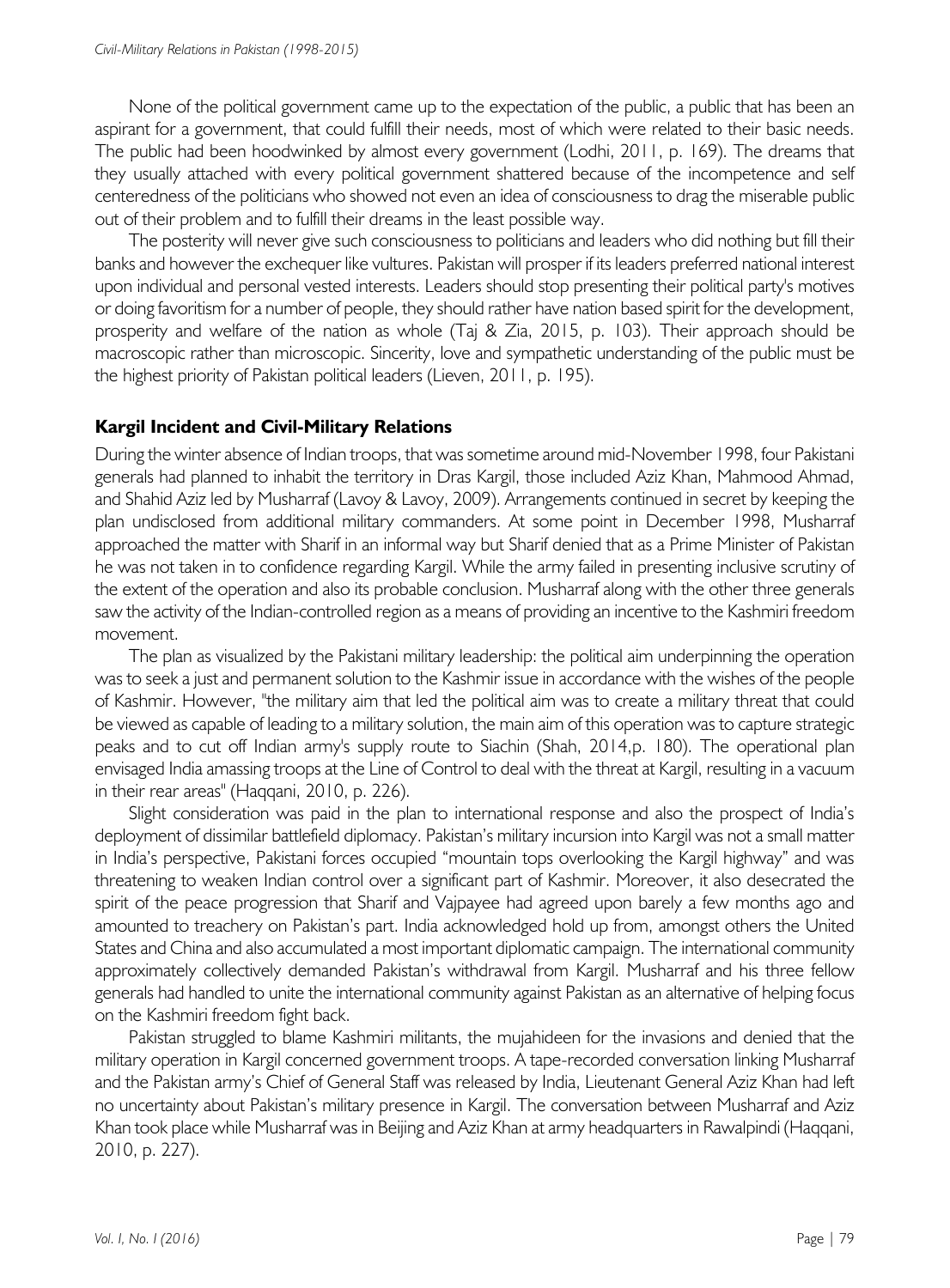None of the political government came up to the expectation of the public, a public that has been an aspirant for a government, that could fulfill their needs, most of which were related to their basic needs. The public had been hoodwinked by almost every government (Lodhi, 2011, p. 169). The dreams that they usually attached with every political government shattered because of the incompetence and self centeredness of the politicians who showed not even an idea of consciousness to drag the miserable public out of their problem and to fulfill their dreams in the least possible way.

The posterity will never give such consciousness to politicians and leaders who did nothing but fill their banks and however the exchequer like vultures. Pakistan will prosper if its leaders preferred national interest upon individual and personal vested interests. Leaders should stop presenting their political party's motives or doing favoritism for a number of people, they should rather have nation based spirit for the development, prosperity and welfare of the nation as whole (Taj & Zia, 2015, p. 103). Their approach should be macroscopic rather than microscopic. Sincerity, love and sympathetic understanding of the public must be the highest priority of Pakistan political leaders (Lieven, 2011, p. 195).

## Kargil Incident and Civil-Military Relations

During the winter absence of Indian troops, that was sometime around mid-November 1998, four Pakistani generals had planned to inhabit the territory in Dras Kargil, those included Aziz Khan, Mahmood Ahmad, and Shahid Aziz led by Musharraf (Lavoy & Lavoy, 2009). Arrangements continued in secret by keeping the plan undisclosed from additional military commanders. At some point in December 1998, Musharraf approached the matter with Sharif in an informal way but Sharif denied that as a Prime Minister of Pakistan he was not taken in to confidence regarding Kargil. While the army failed in presenting inclusive scrutiny of the extent of the operation and also its probable conclusion. Musharraf along with the other three generals saw the activity of the Indian-controlled region as a means of providing an incentive to the Kashmiri freedom movement.

The plan as visualized by the Pakistani military leadership: the political aim underpinning the operation was to seek a just and permanent solution to the Kashmir issue in accordance with the wishes of the people of Kashmir. However, "the military aim that led the political aim was to create a military threat that could be viewed as capable of leading to a military solution, the main aim of this operation was to capture strategic peaks and to cut off Indian army's supply route to Siachin (Shah, 2014,p. 180). The operational plan envisaged India amassing troops at the Line of Control to deal with the threat at Kargil, resulting in a vacuum in their rear areas" (Haqqani, 2010, p. 226).

Slight consideration was paid in the plan to international response and also the prospect of India's deployment of dissimilar battlefield diplomacy. Pakistan's military incursion into Kargil was not a small matter in India's perspective, Pakistani forces occupied "mountain tops overlooking the Kargil highway" and was threatening to weaken Indian control over a significant part of Kashmir. Moreover, it also desecrated the spirit of the peace progression that Sharif and Vajpayee had agreed upon barely a few months ago and amounted to treachery on Pakistan's part. India acknowledged hold up from, amongst others the United States and China and also accumulated a most important diplomatic campaign. The international community approximately collectively demanded Pakistan's withdrawal from Kargil. Musharraf and his three fellow generals had handled to unite the international community against Pakistan as an alternative of helping focus on the Kashmiri freedom fight back.

Pakistan struggled to blame Kashmiri militants, the mujahideen for the invasions and denied that the military operation in Kargil concerned government troops. A tape-recorded conversation linking Musharraf and the Pakistan army's Chief of General Staff was released by India, Lieutenant General Aziz Khan had left no uncertainty about Pakistan's military presence in Kargil. The conversation between Musharraf and Aziz Khan took place while Musharraf was in Beijing and Aziz Khan at army headquarters in Rawalpindi (Haqqani, 2010, p. 227).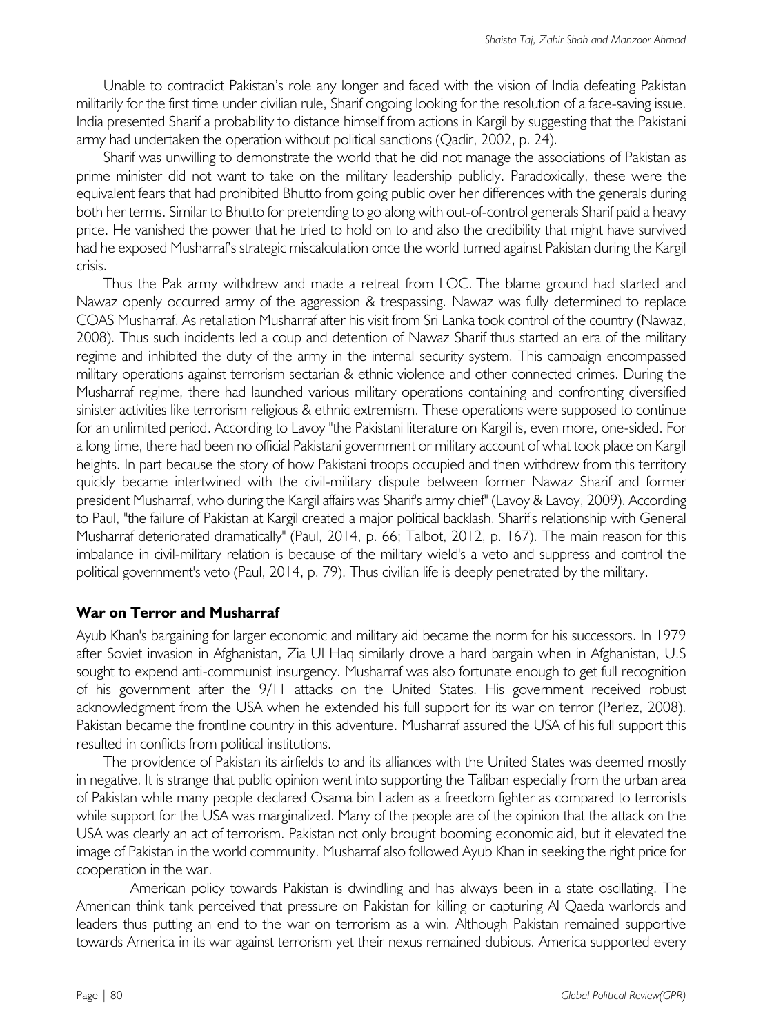Unable to contradict Pakistan's role any longer and faced with the vision of India defeating Pakistan militarily for the first time under civilian rule, Sharif ongoing looking for the resolution of a face-saving issue. India presented Sharif a probability to distance himself from actions in Kargil by suggesting that the Pakistani army had undertaken the operation without political sanctions (Qadir, 2002, p. 24).

Sharif was unwilling to demonstrate the world that he did not manage the associations of Pakistan as prime minister did not want to take on the military leadership publicly. Paradoxically, these were the equivalent fears that had prohibited Bhutto from going public over her differences with the generals during both her terms. Similar to Bhutto for pretending to go along with out-of-control generals Sharif paid a heavy price. He vanished the power that he tried to hold on to and also the credibility that might have survived had he exposed Musharraf's strategic miscalculation once the world turned against Pakistan during the Kargil crisis.

Thus the Pak army withdrew and made a retreat from LOC. The blame ground had started and Nawaz openly occurred army of the aggression & trespassing. Nawaz was fully determined to replace COAS Musharraf. As retaliation Musharraf after his visit from Sri Lanka took control of the country (Nawaz, 2008). Thus such incidents led a coup and detention of Nawaz Sharif thus started an era of the military regime and inhibited the duty of the army in the internal security system. This campaign encompassed military operations against terrorism sectarian & ethnic violence and other connected crimes. During the Musharraf regime, there had launched various military operations containing and confronting diversified sinister activities like terrorism religious & ethnic extremism. These operations were supposed to continue for an unlimited period. According to Lavoy "the Pakistani literature on Kargil is, even more, one-sided. For a long time, there had been no official Pakistani government or military account of what took place on Kargil heights. In part because the story of how Pakistani troops occupied and then withdrew from this territory quickly became intertwined with the civil-military dispute between former Nawaz Sharif and former president Musharraf, who during the Kargil affairs was Sharif's army chief" (Lavoy & Lavoy, 2009). According to Paul, "the failure of Pakistan at Kargil created a major political backlash. Sharif's relationship with General Musharraf deteriorated dramatically" (Paul, 2014, p. 66; Talbot, 2012, p. 167). The main reason for this imbalance in civil-military relation is because of the military wield's a veto and suppress and control the political government's veto (Paul, 2014, p. 79). Thus civilian life is deeply penetrated by the military.

## War on Terror and Musharraf

Ayub Khan's bargaining for larger economic and military aid became the norm for his successors. In 1979 after Soviet invasion in Afghanistan, Zia Ul Haq similarly drove a hard bargain when in Afghanistan, U.S sought to expend anti-communist insurgency. Musharraf was also fortunate enough to get full recognition of his government after the 9/11 attacks on the United States. His government received robust acknowledgment from the USA when he extended his full support for its war on terror (Perlez, 2008). Pakistan became the frontline country in this adventure. Musharraf assured the USA of his full support this resulted in conflicts from political institutions.

The providence of Pakistan its airfields to and its alliances with the United States was deemed mostly in negative. It is strange that public opinion went into supporting the Taliban especially from the urban area of Pakistan while many people declared Osama bin Laden as a freedom fighter as compared to terrorists while support for the USA was marginalized. Many of the people are of the opinion that the attack on the USA was clearly an act of terrorism. Pakistan not only brought booming economic aid, but it elevated the image of Pakistan in the world community. Musharraf also followed Ayub Khan in seeking the right price for cooperation in the war.

American policy towards Pakistan is dwindling and has always been in a state oscillating. The American think tank perceived that pressure on Pakistan for killing or capturing Al Qaeda warlords and leaders thus putting an end to the war on terrorism as a win. Although Pakistan remained supportive towards America in its war against terrorism yet their nexus remained dubious. America supported every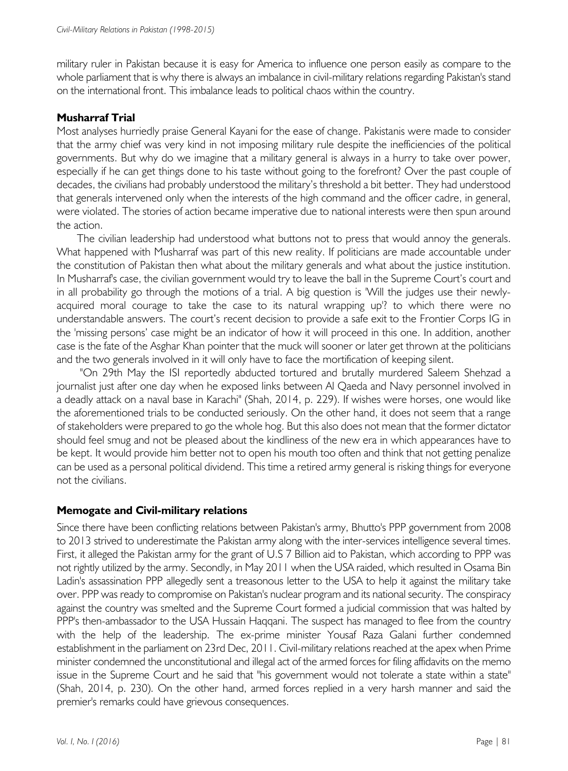military ruler in Pakistan because it is easy for America to influence one person easily as compare to the whole parliament that is why there is always an imbalance in civil-military relations regarding Pakistan's stand on the international front. This imbalance leads to political chaos within the country.

### Musharraf Trial

Most analyses hurriedly praise General Kayani for the ease of change. Pakistanis were made to consider that the army chief was very kind in not imposing military rule despite the inefficiencies of the political governments. But why do we imagine that a military general is always in a hurry to take over power, especially if he can get things done to his taste without going to the forefront? Over the past couple of decades, the civilians had probably understood the military's threshold a bit better. They had understood that generals intervened only when the interests of the high command and the officer cadre, in general, were violated. The stories of action became imperative due to national interests were then spun around the action.

The civilian leadership had understood what buttons not to press that would annoy the generals. What happened with Musharraf was part of this new reality. If politicians are made accountable under the constitution of Pakistan then what about the military generals and what about the justice institution. In Musharraf's case, the civilian government would try to leave the ball in the Supreme Court's court and in all probability go through the motions of a trial. A big question is 'Will the judges use their newly-acquired moral courage to take the case to its natural wrapping up'? to which there were no understandable answers. The court's recent decision to provide a safe exit to the Frontier Corps IG in the 'missing persons' case might be an indicator of how it will proceed in this one. In addition, another case is the fate of the Asghar Khan pointer that the muck will sooner or later get thrown at the politicians and the two generals involved in it will only have to face the mortification of keeping silent.

"On 29th May the ISI reportedly abducted tortured and brutally murdered Saleem Shehzad a journalist just after one day when he exposed links between Al Qaeda and Navy personnel involved in a deadly attack on a naval base in Karachi" (Shah, 2014, p. 229). If wishes were horses, one would like the aforementioned trials to be conducted seriously. On the other hand, it does not seem that a range of stakeholders were prepared to go the whole hog. But this also does not mean that the former dictator should feel smug and not be pleased about the kindliness of the new era in which appearances have to be kept. It would provide him better not to open his mouth too often and think that not getting penalize can be used as a personal political dividend. This time a retired army general is risking things for everyone not the civilians.

### Memogate and Civil-military relations

Since there have been conflicting relations between Pakistan's army, Bhutto's PPP government from 2008 to 2013 strived to underestimate the Pakistan army along with the inter-services intelligence several times. First, it alleged the Pakistan army for the grant of U.S 7 Billion aid to Pakistan, which according to PPP was not rightly utilized by the army. Secondly, in May 2011 when the USA raided, which resulted in Osama Bin Ladin's assassination PPP allegedly sent a treasonous letter to the USA to help it against the military take over. PPP was ready to compromise on Pakistan's nuclear program and its national security. The conspiracy against the country was smelted and the Supreme Court formed a judicial commission that was halted by PPP's then-ambassador to the USA Hussain Haqqani. The suspect has managed to flee from the country with the help of the leadership. The ex-prime minister Yousaf Raza Galani further condemned establishment in the parliament on 23rd Dec, 2011. Civil-military relations reached at the apex when Prime minister condemned the unconstitutional and illegal act of the armed forces for filing affidavits on the memo issue in the Supreme Court and he said that "his government would not tolerate a state within a state" (Shah, 2014, p. 230). On the other hand, armed forces replied in a very harsh manner and said the premier's remarks could have grievous consequences.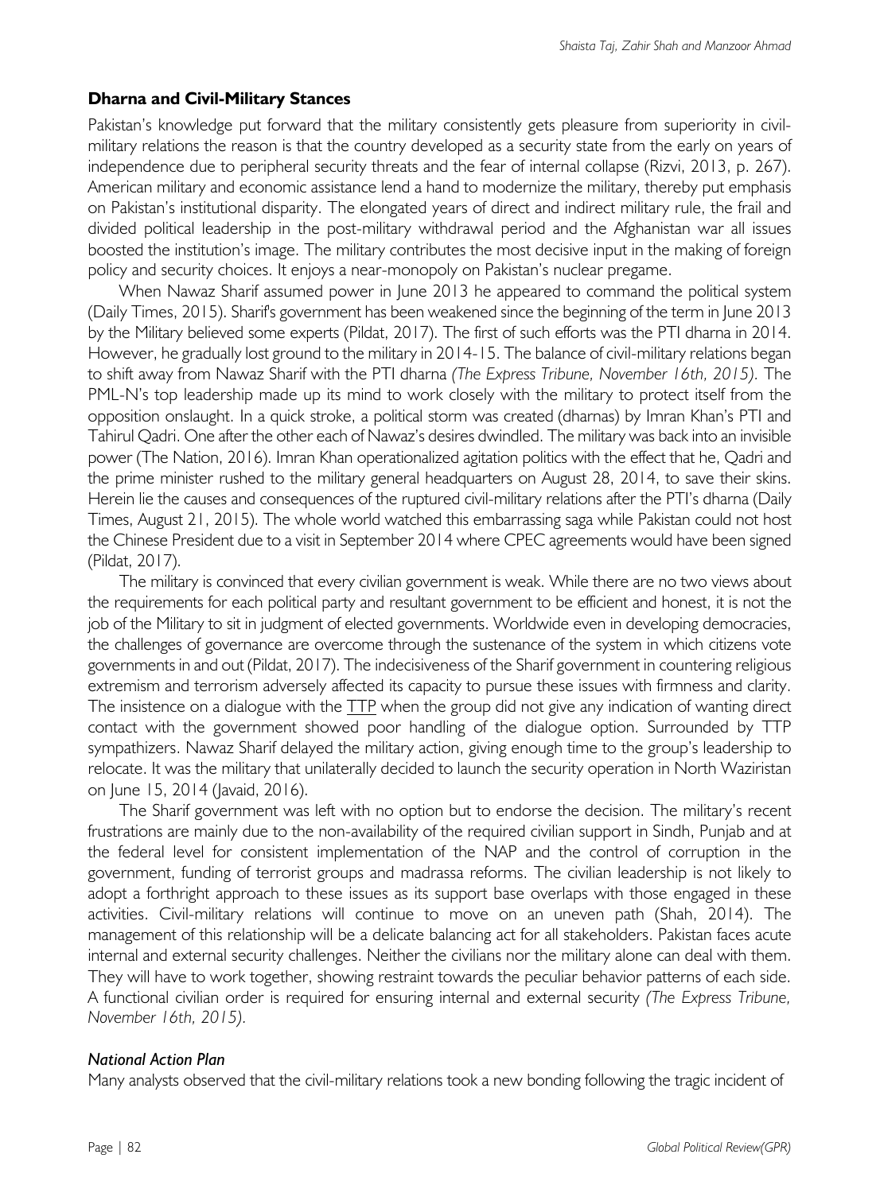### Dharna and Civil-Military Stances

Pakistan's knowledge put forward that the military consistently gets pleasure from superiority in civil-military relations the reason is that the country developed as a security state from the early on years of independence due to peripheral security threats and the fear of internal collapse (Rizvi, 2013, p. 267). American military and economic assistance lend a hand to modernize the military, thereby put emphasis on Pakistan's institutional disparity. The elongated years of direct and indirect military rule, the frail and divided political leadership in the post-military withdrawal period and the Afghanistan war all issues boosted the institution's image. The military contributes the most decisive input in the making of foreign policy and security choices. It enjoys a near-monopoly on Pakistan's nuclear pregame.

When Nawaz Sharif assumed power in June 2013 he appeared to command the political system (Daily Times, 2015). Sharif's government has been weakened since the beginning of the term in June 2013 by the Military believed some experts (Pildat, 2017). The first of such efforts was the PTI dharna in 2014. However, he gradually lost ground to the military in 2014-15. The balance of civil-military relations began to shift away from Nawaz Sharif with the PTI dharna *(The Express Tribune, November 16th, 2015)*. The PML-N's top leadership made up its mind to work closely with the military to protect itself from the opposition onslaught. In a quick stroke, a political storm was created (dharnas) by Imran Khan's PTI and Tahirul Qadri. One after the other each of Nawaz's desires dwindled. The military was back into an invisible power (The Nation, 2016). Imran Khan operationalized agitation politics with the effect that he, Qadri and the prime minister rushed to the military general headquarters on August 28, 2014, to save their skins. Herein lie the causes and consequences of the ruptured civil-military relations after the PTI's dharna (Daily Times, August 21, 2015). The whole world watched this embarrassing saga while Pakistan could not host the Chinese President due to a visit in September 2014 where CPEC agreements would have been signed (Pildat, 2017).

The military is convinced that every civilian government is weak. While there are no two views about the requirements for each political party and resultant government to be efficient and honest, it is not the job of the Military to sit in judgment of elected governments. Worldwide even in developing democracies, the challenges of governance are overcome through the sustenance of the system in which citizens vote governments in and out (Pildat, 2017). The indecisiveness of the Sharif government in countering religious extremism and terrorism adversely affected its capacity to pursue these issues with firmness and clarity. The insistence on a dialogue with the TTP when the group did not give any indication of wanting direct contact with the government showed poor handling of the dialogue option. Surrounded by TTP sympathizers. Nawaz Sharif delayed the military action, giving enough time to the group's leadership to relocate. It was the military that unilaterally decided to launch the security operation in North Waziristan on June 15, 2014 (Javaid, 2016).

The Sharif government was left with no option but to endorse the decision. The military's recent frustrations are mainly due to the non-availability of the required civilian support in Sindh, Punjab and at the federal level for consistent implementation of the NAP and the control of corruption in the government, funding of terrorist groups and madrassa reforms. The civilian leadership is not likely to adopt a forthright approach to these issues as its support base overlaps with those engaged in these activities. Civil-military relations will continue to move on an uneven path (Shah, 2014). The management of this relationship will be a delicate balancing act for all stakeholders. Pakistan faces acute internal and external security challenges. Neither the civilians nor the military alone can deal with them. They will have to work together, showing restraint towards the peculiar behavior patterns of each side. A functional civilian order is required for ensuring internal and external security *(The Express Tribune, November 16th, 2015).*

#### *National Action Plan*

Many analysts observed that the civil-military relations took a new bonding following the tragic incident of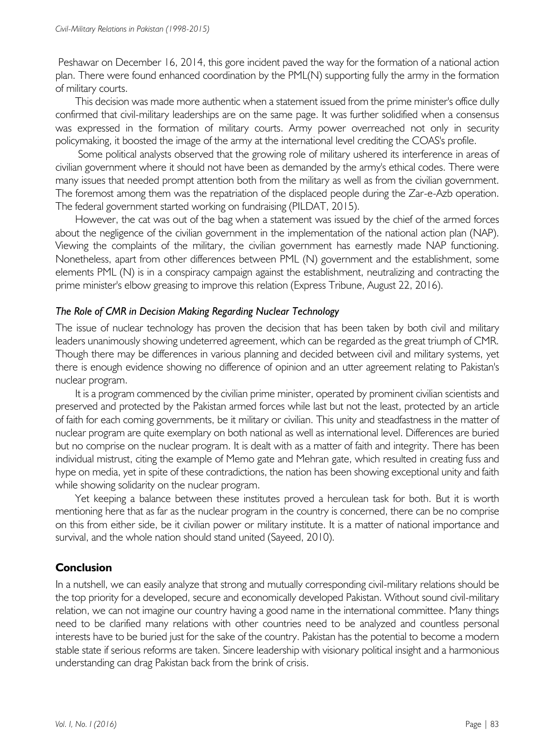Peshawar on December 16, 2014, this gore incident paved the way for the formation of a national action plan. There were found enhanced coordination by the PML(N) supporting fully the army in the formation of military courts.

This decision was made more authentic when a statement issued from the prime minister's office dully confirmed that civil-military leaderships are on the same page. It was further solidified when a consensus was expressed in the formation of military courts. Army power overreached not only in security policymaking, it boosted the image of the army at the international level crediting the COAS's profile.

Some political analysts observed that the growing role of military ushered its interference in areas of civilian government where it should not have been as demanded by the army's ethical codes. There were many issues that needed prompt attention both from the military as well as from the civilian government. The foremost among them was the repatriation of the displaced people during the Zar-e-Azb operation. The federal government started working on fundraising (PILDAT, 2015).

However, the cat was out of the bag when a statement was issued by the chief of the armed forces about the negligence of the civilian government in the implementation of the national action plan (NAP). Viewing the complaints of the military, the civilian government has earnestly made NAP functioning. Nonetheless, apart from other differences between PML (N) government and the establishment, some elements PML (N) is in a conspiracy campaign against the establishment, neutralizing and contracting the prime minister's elbow greasing to improve this relation (Express Tribune, August 22, 2016).

### *The Role of CMR in Decision Making Regarding Nuclear Technology*

The issue of nuclear technology has proven the decision that has been taken by both civil and military leaders unanimously showing undeterred agreement, which can be regarded as the great triumph of CMR. Though there may be differences in various planning and decided between civil and military systems, yet there is enough evidence showing no difference of opinion and an utter agreement relating to Pakistan's nuclear program.

It is a program commenced by the civilian prime minister, operated by prominent civilian scientists and preserved and protected by the Pakistan armed forces while last but not the least, protected by an article of faith for each coming governments, be it military or civilian. This unity and steadfastness in the matter of nuclear program are quite exemplary on both national as well as international level. Differences are buried but no comprise on the nuclear program. It is dealt with as a matter of faith and integrity. There has been individual mistrust, citing the example of Memo gate and Mehran gate, which resulted in creating fuss and hype on media, yet in spite of these contradictions, the nation has been showing exceptional unity and faith while showing solidarity on the nuclear program.

Yet keeping a balance between these institutes proved a herculean task for both. But it is worth mentioning here that as far as the nuclear program in the country is concerned, there can be no comprise on this from either side, be it civilian power or military institute. It is a matter of national importance and survival, and the whole nation should stand united (Sayeed, 2010).

## Conclusion

In a nutshell, we can easily analyze that strong and mutually corresponding civil-military relations should be the top priority for a developed, secure and economically developed Pakistan. Without sound civil-military relation, we can not imagine our country having a good name in the international committee. Many things need to be clarified many relations with other countries need to be analyzed and countless personal interests have to be buried just for the sake of the country. Pakistan has the potential to become a modern stable state if serious reforms are taken. Sincere leadership with visionary political insight and a harmonious understanding can drag Pakistan back from the brink of crisis.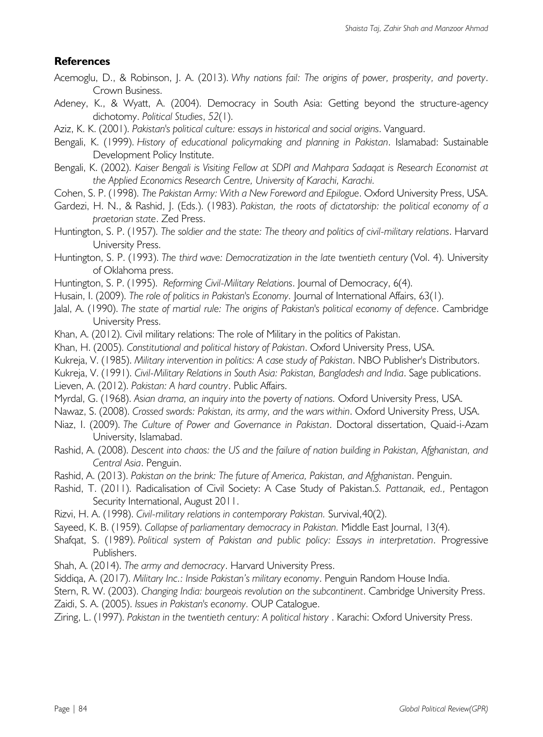## References

Acemoglu, D., & Robinson, J. A. (2013). *Why nations fail: The origins of power, prosperity, and poverty*. Crown Business.

Adeney, K., & Wyatt, A. (2004). Democracy in South Asia: Getting beyond the structure-agency dichotomy. *Political Studies*, *52*(1).

Aziz, K. K. (2001). *Pakistan's political culture: essays in historical and social origins*. Vanguard.

Bengali, K. (1999). *History of educational policymaking and planning in Pakistan*. Islamabad: Sustainable Development Policy Institute.

Bengali, K. (2002). *Kaiser Bengali is Visiting Fellow at SDPI and Mahpara Sadaqat is Research Economist at the Applied Economics Research Centre, University of Karachi, Karachi.*

Cohen, S. P. (1998). *The Pakistan Army: With a New Foreword and Epilogue*. Oxford University Press, USA.

Gardezi, H. N., & Rashid, J. (Eds.). (1983). *Pakistan, the roots of dictatorship: the political economy of a praetorian state*. Zed Press.

Huntington, S. P. (1957). *The soldier and the state: The theory and politics of civil-military relations*. Harvard University Press.

Huntington, S. P. (1993). *The third wave: Democratization in the late twentieth century* (Vol. 4). University of Oklahoma press.

Huntington, S. P. (1995). *Reforming Civil-Military Relations*. Journal of Democracy, 6(4).

Husain, I. (2009). *The role of politics in Pakistan's Economy*. Journal of International Affairs, 63(1).

Jalal, A. (1990). *The state of martial rule: The origins of Pakistan's political economy of defence*. Cambridge University Press.

Khan, A. (2012). Civil military relations: The role of Military in the politics of Pakistan.

Khan, H. (2005). *Constitutional and political history of Pakistan*. Oxford University Press, USA.

Kukreja, V. (1985). *Military intervention in politics: A case study of Pakistan*. NBO Publisher's Distributors.

Kukreja, V. (1991). *Civil-Military Relations in South Asia: Pakistan, Bangladesh and India*. Sage publications.

Lieven, A. (2012). *Pakistan: A hard country*. Public Affairs.

Myrdal, G. (1968). *Asian drama, an inquiry into the poverty of nations.* Oxford University Press, USA.

Nawaz, S. (2008). *Crossed swords: Pakistan, its army, and the wars within*. Oxford University Press, USA.

Niaz, I. (2009). *The Culture of Power and Governance in Pakistan*. Doctoral dissertation, Quaid-i-Azam University, Islamabad.

Rashid, A. (2008). *Descent into chaos: the US and the failure of nation building in Pakistan, Afghanistan, and Central Asia*. Penguin.

Rashid, A. (2013). *Pakistan on the brink: The future of America, Pakistan, and Afghanistan*. Penguin.

Rashid, T. (2011). Radicalisation of Civil Society: A Case Study of Pakistan.*S. Pattanaik, ed.,* Pentagon Security International, August 2011.

Rizvi, H. A. (1998). *Civil-military relations in contemporary Pakistan.* Survival,40(2).

Sayeed, K. B. (1959). *Collapse of parliamentary democracy in Pakistan.* Middle East Journal, 13(4).

Shafqat, S. (1989). *Political system of Pakistan and public policy: Essays in interpretation*. Progressive Publishers.

Shah, A. (2014). *The army and democracy*. Harvard University Press.

Siddiqa, A. (2017). *Military Inc.: Inside Pakistan's military economy*. Penguin Random House India.

Stern, R. W. (2003). *Changing India: bourgeois revolution on the subcontinent*. Cambridge University Press.

Zaidi, S. A. (2005). *Issues in Pakistan's economy*. OUP Catalogue.

Ziring, L. (1997). *Pakistan in the twentieth century: A political history* . Karachi: Oxford University Press.